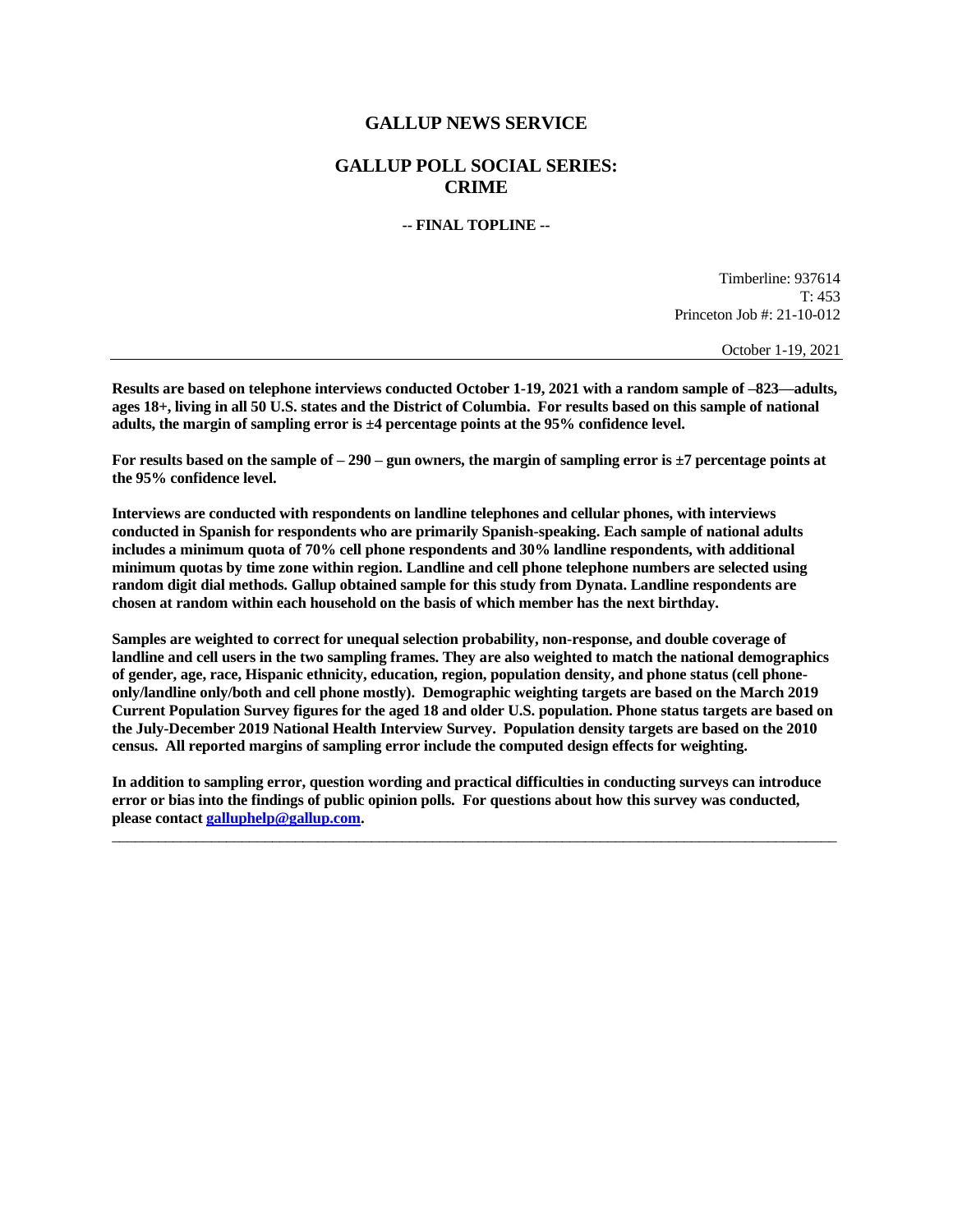# GALLUP NEWS SERVICE

## GALLUP POLL SOCIAL SERIES: CRIME

**-- FINAL TOPLINE --**

Timberline: 937614
T: 453
Princeton Job #: 21-10-012

October 1-19, 2021

---

**Results are based on telephone interviews conducted October 1-19, 2021 with a random sample of –823—adults, ages 18+, living in all 50 U.S. states and the District of Columbia. For results based on this sample of national adults, the margin of sampling error is ±4 percentage points at the 95% confidence level.**

**For results based on the sample of – 290 – gun owners, the margin of sampling error is ±7 percentage points at the 95% confidence level.**

**Interviews are conducted with respondents on landline telephones and cellular phones, with interviews conducted in Spanish for respondents who are primarily Spanish-speaking. Each sample of national adults includes a minimum quota of 70% cell phone respondents and 30% landline respondents, with additional minimum quotas by time zone within region. Landline and cell phone telephone numbers are selected using random digit dial methods. Gallup obtained sample for this study from Dynata. Landline respondents are chosen at random within each household on the basis of which member has the next birthday.**

**Samples are weighted to correct for unequal selection probability, non-response, and double coverage of landline and cell users in the two sampling frames. They are also weighted to match the national demographics of gender, age, race, Hispanic ethnicity, education, region, population density, and phone status (cell phone-only/landline only/both and cell phone mostly). Demographic weighting targets are based on the March 2019 Current Population Survey figures for the aged 18 and older U.S. population. Phone status targets are based on the July-December 2019 National Health Interview Survey. Population density targets are based on the 2010 census. All reported margins of sampling error include the computed design effects for weighting.**

**In addition to sampling error, question wording and practical difficulties in conducting surveys can introduce error or bias into the findings of public opinion polls. For questions about how this survey was conducted, please contact galluphelp@gallup.com.**

---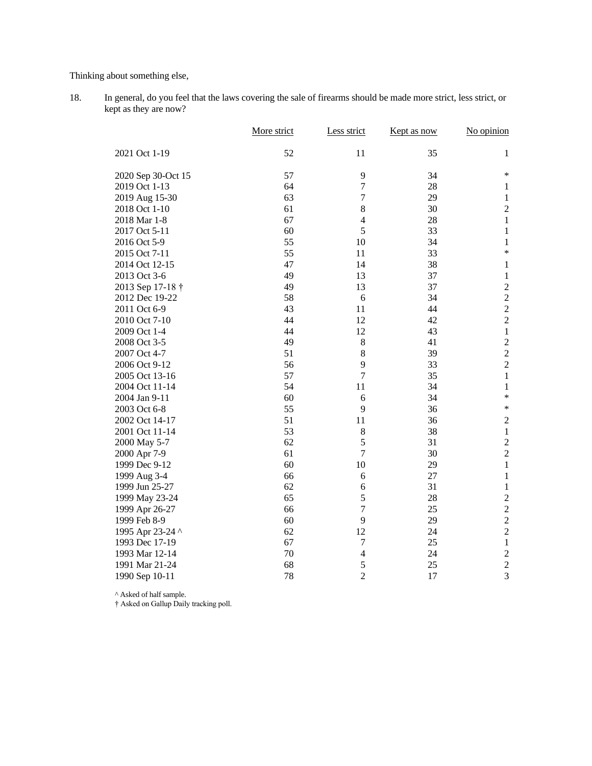Thinking about something else,

18. In general, do you feel that the laws covering the sale of firearms should be made more strict, less strict, or kept as they are now?

| | More strict | Less strict | Kept as now | No opinion |
|---|---|---|---|---|
| 2021 Oct 1-19 | 52 | 11 | 35 | 1 |
| 2020 Sep 30-Oct 15 | 57 | 9 | 34 | * |
| 2019 Oct 1-13 | 64 | 7 | 28 | 1 |
| 2019 Aug 15-30 | 63 | 7 | 29 | 1 |
| 2018 Oct 1-10 | 61 | 8 | 30 | 2 |
| 2018 Mar 1-8 | 67 | 4 | 28 | 1 |
| 2017 Oct 5-11 | 60 | 5 | 33 | 1 |
| 2016 Oct 5-9 | 55 | 10 | 34 | 1 |
| 2015 Oct 7-11 | 55 | 11 | 33 | * |
| 2014 Oct 12-15 | 47 | 14 | 38 | 1 |
| 2013 Oct 3-6 | 49 | 13 | 37 | 1 |
| 2013 Sep 17-18 † | 49 | 13 | 37 | 2 |
| 2012 Dec 19-22 | 58 | 6 | 34 | 2 |
| 2011 Oct 6-9 | 43 | 11 | 44 | 2 |
| 2010 Oct 7-10 | 44 | 12 | 42 | 2 |
| 2009 Oct 1-4 | 44 | 12 | 43 | 1 |
| 2008 Oct 3-5 | 49 | 8 | 41 | 2 |
| 2007 Oct 4-7 | 51 | 8 | 39 | 2 |
| 2006 Oct 9-12 | 56 | 9 | 33 | 2 |
| 2005 Oct 13-16 | 57 | 7 | 35 | 1 |
| 2004 Oct 11-14 | 54 | 11 | 34 | 1 |
| 2004 Jan 9-11 | 60 | 6 | 34 | * |
| 2003 Oct 6-8 | 55 | 9 | 36 | * |
| 2002 Oct 14-17 | 51 | 11 | 36 | 2 |
| 2001 Oct 11-14 | 53 | 8 | 38 | 1 |
| 2000 May 5-7 | 62 | 5 | 31 | 2 |
| 2000 Apr 7-9 | 61 | 7 | 30 | 2 |
| 1999 Dec 9-12 | 60 | 10 | 29 | 1 |
| 1999 Aug 3-4 | 66 | 6 | 27 | 1 |
| 1999 Jun 25-27 | 62 | 6 | 31 | 1 |
| 1999 May 23-24 | 65 | 5 | 28 | 2 |
| 1999 Apr 26-27 | 66 | 7 | 25 | 2 |
| 1999 Feb 8-9 | 60 | 9 | 29 | 2 |
| 1995 Apr 23-24 ^ | 62 | 12 | 24 | 2 |
| 1993 Dec 17-19 | 67 | 7 | 25 | 1 |
| 1993 Mar 12-14 | 70 | 4 | 24 | 2 |
| 1991 Mar 21-24 | 68 | 5 | 25 | 2 |
| 1990 Sep 10-11 | 78 | 2 | 17 | 3 |

^ Asked of half sample.
† Asked on Gallup Daily tracking poll.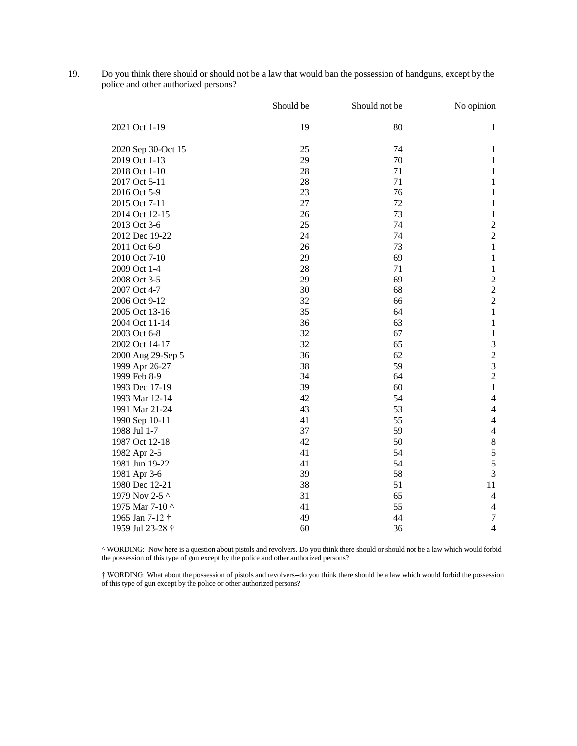19. Do you think there should or should not be a law that would ban the possession of handguns, except by the police and other authorized persons?

| | Should be | Should not be | No opinion |
|---|---|---|---|
| 2021 Oct 1-19 | 19 | 80 | 1 |
| 2020 Sep 30-Oct 15 | 25 | 74 | 1 |
| 2019 Oct 1-13 | 29 | 70 | 1 |
| 2018 Oct 1-10 | 28 | 71 | 1 |
| 2017 Oct 5-11 | 28 | 71 | 1 |
| 2016 Oct 5-9 | 23 | 76 | 1 |
| 2015 Oct 7-11 | 27 | 72 | 1 |
| 2014 Oct 12-15 | 26 | 73 | 1 |
| 2013 Oct 3-6 | 25 | 74 | 2 |
| 2012 Dec 19-22 | 24 | 74 | 2 |
| 2011 Oct 6-9 | 26 | 73 | 1 |
| 2010 Oct 7-10 | 29 | 69 | 1 |
| 2009 Oct 1-4 | 28 | 71 | 1 |
| 2008 Oct 3-5 | 29 | 69 | 2 |
| 2007 Oct 4-7 | 30 | 68 | 2 |
| 2006 Oct 9-12 | 32 | 66 | 2 |
| 2005 Oct 13-16 | 35 | 64 | 1 |
| 2004 Oct 11-14 | 36 | 63 | 1 |
| 2003 Oct 6-8 | 32 | 67 | 1 |
| 2002 Oct 14-17 | 32 | 65 | 3 |
| 2000 Aug 29-Sep 5 | 36 | 62 | 2 |
| 1999 Apr 26-27 | 38 | 59 | 3 |
| 1999 Feb 8-9 | 34 | 64 | 2 |
| 1993 Dec 17-19 | 39 | 60 | 1 |
| 1993 Mar 12-14 | 42 | 54 | 4 |
| 1991 Mar 21-24 | 43 | 53 | 4 |
| 1990 Sep 10-11 | 41 | 55 | 4 |
| 1988 Jul 1-7 | 37 | 59 | 4 |
| 1987 Oct 12-18 | 42 | 50 | 8 |
| 1982 Apr 2-5 | 41 | 54 | 5 |
| 1981 Jun 19-22 | 41 | 54 | 5 |
| 1981 Apr 3-6 | 39 | 58 | 3 |
| 1980 Dec 12-21 | 38 | 51 | 11 |
| 1979 Nov 2-5 ^ | 31 | 65 | 4 |
| 1975 Mar 7-10 ^ | 41 | 55 | 4 |
| 1965 Jan 7-12 † | 49 | 44 | 7 |
| 1959 Jul 23-28 † | 60 | 36 | 4 |

^ WORDING: Now here is a question about pistols and revolvers. Do you think there should or should not be a law which would forbid the possession of this type of gun except by the police and other authorized persons?

† WORDING: What about the possession of pistols and revolvers--do you think there should be a law which would forbid the possession of this type of gun except by the police or other authorized persons?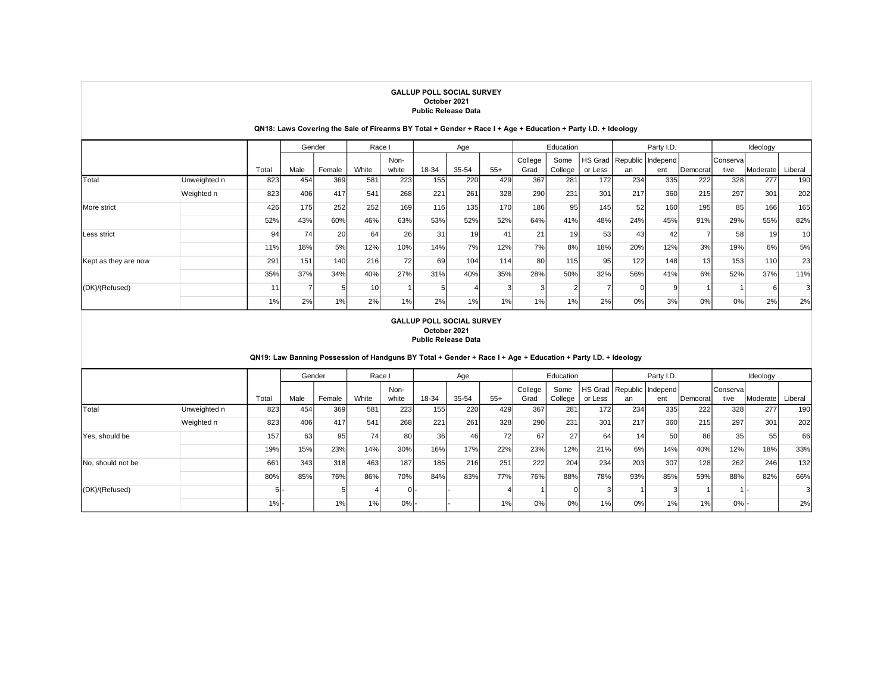**GALLUP POLL SOCIAL SURVEY**
**October 2021**
**Public Release Data**

**QN18: Laws Covering the Sale of Firearms BY Total + Gender + Race I + Age + Education + Party I.D. + Ideology**

| | | | Gender | | Race I | | Age | | | Education | | | Party I.D. | | | Ideology | | |
|---|---|---|---|---|---|---|---|---|---|---|---|---|---|---|---|---|---|---|
| | | Total | Male | Female | White | Non-white | 18-34 | 35-54 | 55+ | College Grad | Some College | HS Grad or Less | Republican | Independent | Democrat | Conservative | Moderate | Liberal |
| Total | Unweighted n | 823 | 454 | 369 | 581 | 223 | 155 | 220 | 429 | 367 | 281 | 172 | 234 | 335 | 222 | 328 | 277 | 190 |
| | Weighted n | 823 | 406 | 417 | 541 | 268 | 221 | 261 | 328 | 290 | 231 | 301 | 217 | 360 | 215 | 297 | 301 | 202 |
| More strict | | 426 | 175 | 252 | 252 | 169 | 116 | 135 | 170 | 186 | 95 | 145 | 52 | 160 | 195 | 85 | 166 | 165 |
| | | 52% | 43% | 60% | 46% | 63% | 53% | 52% | 52% | 64% | 41% | 48% | 24% | 45% | 91% | 29% | 55% | 82% |
| Less strict | | 94 | 74 | 20 | 64 | 26 | 31 | 19 | 41 | 21 | 19 | 53 | 43 | 42 | 7 | 58 | 19 | 10 |
| | | 11% | 18% | 5% | 12% | 10% | 14% | 7% | 12% | 7% | 8% | 18% | 20% | 12% | 3% | 19% | 6% | 5% |
| Kept as they are now | | 291 | 151 | 140 | 216 | 72 | 69 | 104 | 114 | 80 | 115 | 95 | 122 | 148 | 13 | 153 | 110 | 23 |
| | | 35% | 37% | 34% | 40% | 27% | 31% | 40% | 35% | 28% | 50% | 32% | 56% | 41% | 6% | 52% | 37% | 11% |
| (DK)/(Refused) | | 11 | 7 | 5 | 10 | 1 | 5 | 4 | 3 | 3 | 2 | 7 | 0 | 9 | 1 | 1 | 6 | 3 |
| | | 1% | 2% | 1% | 2% | 1% | 2% | 1% | 1% | 1% | 1% | 2% | 0% | 3% | 0% | 0% | 2% | 2% |

**GALLUP POLL SOCIAL SURVEY**
**October 2021**
**Public Release Data**

**QN19: Law Banning Possession of Handguns BY Total + Gender + Race I + Age + Education + Party I.D. + Ideology**

| | | | Gender | | Race I | | Age | | | Education | | | Party I.D. | | | Ideology | | |
|---|---|---|---|---|---|---|---|---|---|---|---|---|---|---|---|---|---|---|
| | | Total | Male | Female | White | Non-white | 18-34 | 35-54 | 55+ | College Grad | Some College | HS Grad or Less | Republican | Independent | Democrat | Conservative | Moderate | Liberal |
| Total | Unweighted n | 823 | 454 | 369 | 581 | 223 | 155 | 220 | 429 | 367 | 281 | 172 | 234 | 335 | 222 | 328 | 277 | 190 |
| | Weighted n | 823 | 406 | 417 | 541 | 268 | 221 | 261 | 328 | 290 | 231 | 301 | 217 | 360 | 215 | 297 | 301 | 202 |
| Yes, should be | | 157 | 63 | 95 | 74 | 80 | 36 | 46 | 72 | 67 | 27 | 64 | 14 | 50 | 86 | 35 | 55 | 66 |
| | | 19% | 15% | 23% | 14% | 30% | 16% | 17% | 22% | 23% | 12% | 21% | 6% | 14% | 40% | 12% | 18% | 33% |
| No, should not be | | 661 | 343 | 318 | 463 | 187 | 185 | 216 | 251 | 222 | 204 | 234 | 203 | 307 | 128 | 262 | 246 | 132 |
| | | 80% | 85% | 76% | 86% | 70% | 84% | 83% | 77% | 76% | 88% | 78% | 93% | 85% | 59% | 88% | 82% | 66% |
| (DK)/(Refused) | | 5 | - | 5 | 4 | 0 | - | - | 4 | 1 | 0 | 3 | 1 | 3 | 1 | 1 | - | 3 |
| | | 1% | - | 1% | 1% | 0% | - | - | 1% | 0% | 0% | 1% | 0% | 1% | 1% | 0% | - | 2% |